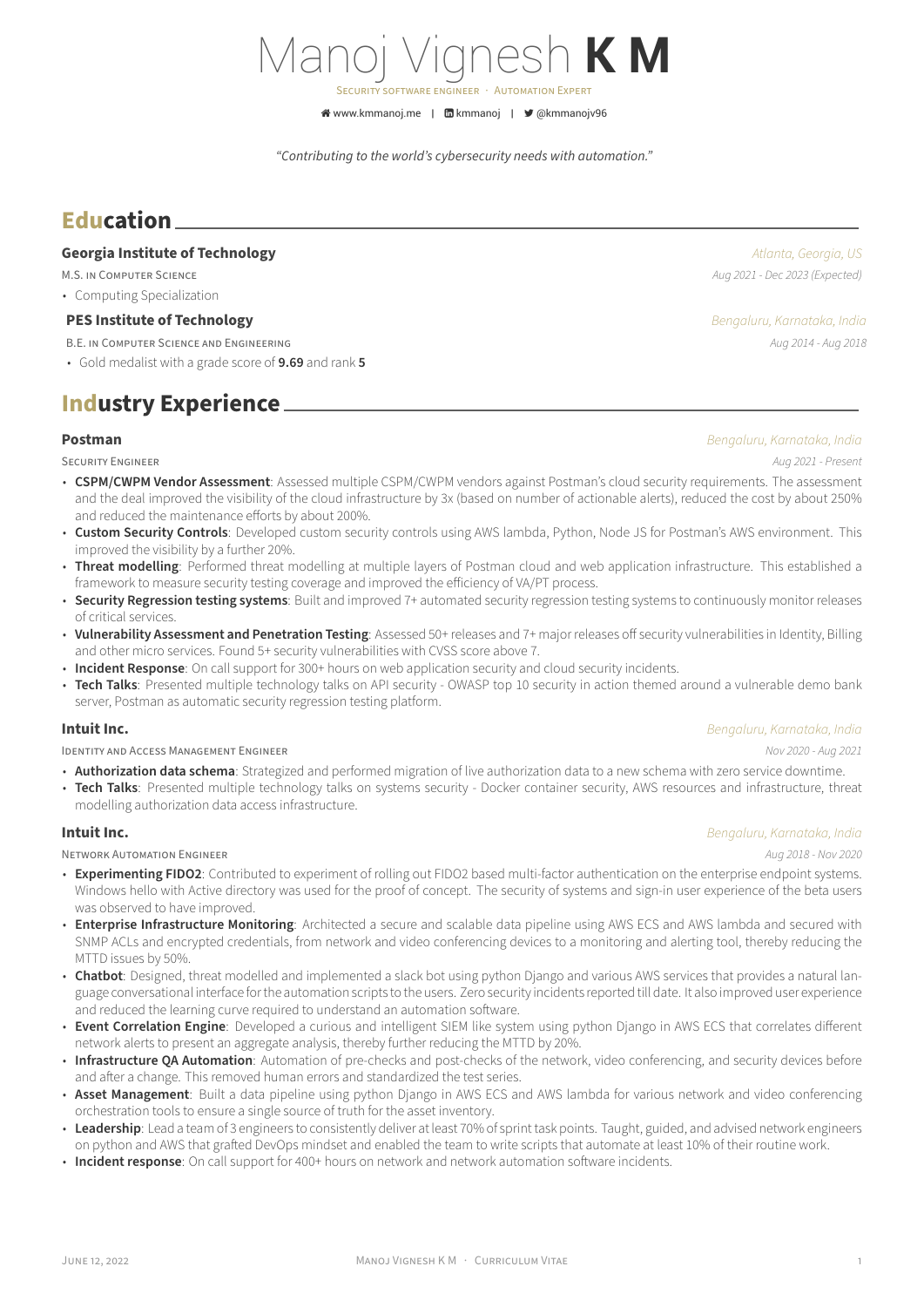# Manoj Vignesh **K M**

SECURITY SOFTWARE ENGINEER · AUTOMATION EXPERT

www.kmmanoj.me | kmmanoj | @kmmanojv96

*"Contributing to the world's cybersecurity needs with automation."*

## Education

**Georgia Institute of Technology** — *Atlanta, Georgia, US*

M.S. IN COMPUTER SCIENCE — *Aug 2021 - Dec 2023 (Expected)*

- Computing Specialization

**PES Institute of Technology** — *Bengaluru, Karnataka, India*

B.E. IN COMPUTER SCIENCE AND ENGINEERING — *Aug 2014 - Aug 2018*

- Gold medalist with a grade score of **9.69** and rank **5**

## Industry Experience

**Postman** — *Bengaluru, Karnataka, India*

SECURITY ENGINEER — *Aug 2021 - Present*

- **CSPM/CWPM Vendor Assessment**: Assessed multiple CSPM/CWPM vendors against Postman's cloud security requirements. The assessment and the deal improved the visibility of the cloud infrastructure by 3x (based on number of actionable alerts), reduced the cost by about 250% and reduced the maintenance efforts by about 200%.
- **Custom Security Controls**: Developed custom security controls using AWS lambda, Python, Node JS for Postman's AWS environment. This improved the visibility by a further 20%.
- **Threat modelling**: Performed threat modelling at multiple layers of Postman cloud and web application infrastructure. This established a framework to measure security testing coverage and improved the efficiency of VA/PT process.
- **Security Regression testing systems**: Built and improved 7+ automated security regression testing systems to continuously monitor releases of critical services.
- **Vulnerability Assessment and Penetration Testing**: Assessed 50+ releases and 7+ major releases off security vulnerabilities in Identity, Billing and other micro services. Found 5+ security vulnerabilities with CVSS score above 7.
- **Incident Response**: On call support for 300+ hours on web application security and cloud security incidents.
- **Tech Talks**: Presented multiple technology talks on API security - OWASP top 10 security in action themed around a vulnerable demo bank server, Postman as automatic security regression testing platform.

**Intuit Inc.** — *Bengaluru, Karnataka, India*

IDENTITY AND ACCESS MANAGEMENT ENGINEER — *Nov 2020 - Aug 2021*

- **Authorization data schema**: Strategized and performed migration of live authorization data to a new schema with zero service downtime.
- **Tech Talks**: Presented multiple technology talks on systems security - Docker container security, AWS resources and infrastructure, threat modelling authorization data access infrastructure.

**Intuit Inc.** — *Bengaluru, Karnataka, India*

NETWORK AUTOMATION ENGINEER — *Aug 2018 - Nov 2020*

- **Experimenting FIDO2**: Contributed to experiment of rolling out FIDO2 based multi-factor authentication on the enterprise endpoint systems. Windows hello with Active directory was used for the proof of concept. The security of systems and sign-in user experience of the beta users was observed to have improved.
- **Enterprise Infrastructure Monitoring**: Architected a secure and scalable data pipeline using AWS ECS and AWS lambda and secured with SNMP ACLs and encrypted credentials, from network and video conferencing devices to a monitoring and alerting tool, thereby reducing the MTTD issues by 50%.
- **Chatbot**: Designed, threat modelled and implemented a slack bot using python Django and various AWS services that provides a natural language conversational interface for the automation scripts to the users. Zero security incidents reported till date. It also improved user experience and reduced the learning curve required to understand an automation software.
- **Event Correlation Engine**: Developed a curious and intelligent SIEM like system using python Django in AWS ECS that correlates different network alerts to present an aggregate analysis, thereby further reducing the MTTD by 20%.
- **Infrastructure QA Automation**: Automation of pre-checks and post-checks of the network, video conferencing, and security devices before and after a change. This removed human errors and standardized the test series.
- **Asset Management**: Built a data pipeline using python Django in AWS ECS and AWS lambda for various network and video conferencing orchestration tools to ensure a single source of truth for the asset inventory.
- **Leadership**: Lead a team of 3 engineers to consistently deliver at least 70% of sprint task points. Taught, guided, and advised network engineers on python and AWS that grafted DevOps mindset and enabled the team to write scripts that automate at least 10% of their routine work.
- **Incident response**: On call support for 400+ hours on network and network automation software incidents.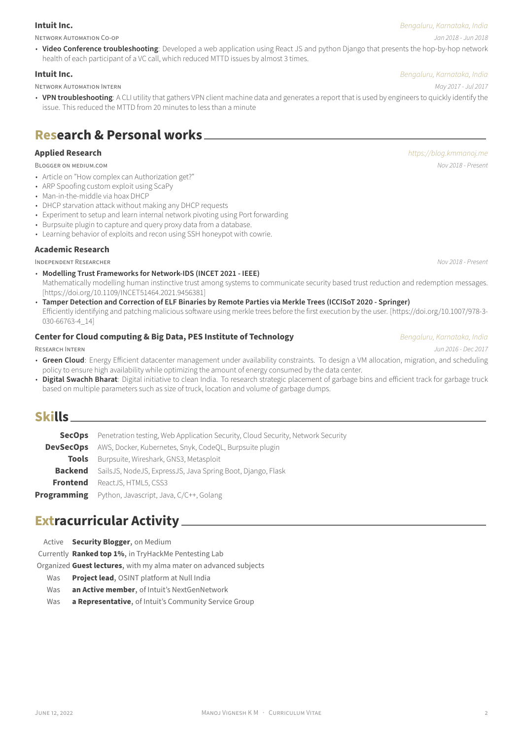### Intuit Inc.
*Bengaluru, Karnataka, India*

NETWORK AUTOMATION CO-OP — *Jan 2018 - Jun 2018*

- **Video Conference troubleshooting**: Developed a web application using React JS and python Django that presents the hop-by-hop network health of each participant of a VC call, which reduced MTTD issues by almost 3 times.

### Intuit Inc.
*Bengaluru, Karnataka, India*

NETWORK AUTOMATION INTERN — *May 2017 - Jul 2017*

- **VPN troubleshooting**: A CLI utility that gathers VPN client machine data and generates a report that is used by engineers to quickly identify the issue. This reduced the MTTD from 20 minutes to less than a minute

## Research & Personal works

### Applied Research
*https://blog.kmmanoj.me*

BLOGGER ON MEDIUM.COM — *Nov 2018 - Present*

- Article on "How complex can Authorization get?"
- ARP Spoofing custom exploit using ScaPy
- Man-in-the-middle via hoax DHCP
- DHCP starvation attack without making any DHCP requests
- Experiment to setup and learn internal network pivoting using Port forwarding
- Burpsuite plugin to capture and query proxy data from a database.
- Learning behavior of exploits and recon using SSH honeypot with cowrie.

### Academic Research

INDEPENDENT RESEARCHER — *Nov 2018 - Present*

- **Modelling Trust Frameworks for Network-IDS (INCET 2021 - IEEE)**
  Mathematically modelling human instinctive trust among systems to communicate security based trust reduction and redemption messages. [https://doi.org/10.1109/INCET51464.2021.9456381]
- **Tamper Detection and Correction of ELF Binaries by Remote Parties via Merkle Trees (ICCISoT 2020 - Springer)**
  Efficiently identifying and patching malicious software using merkle trees before the first execution by the user. [https://doi.org/10.1007/978-3-030-66763-4_14]

### Center for Cloud computing & Big Data, PES Institute of Technology
*Bengaluru, Karnataka, India*

RESEARCH INTERN — *Jun 2016 - Dec 2017*

- **Green Cloud**: Energy Efficient datacenter management under availability constraints. To design a VM allocation, migration, and scheduling policy to ensure high availability while optimizing the amount of energy consumed by the data center.
- **Digital Swachh Bharat**: Digital initiative to clean India. To research strategic placement of garbage bins and efficient track for garbage truck based on multiple parameters such as size of truck, location and volume of garbage dumps.

## Skills

| | |
|---|---|
| **SecOps** | Penetration testing, Web Application Security, Cloud Security, Network Security |
| **DevSecOps** | AWS, Docker, Kubernetes, Snyk, CodeQL, Burpsuite plugin |
| **Tools** | Burpsuite, Wireshark, GNS3, Metasploit |
| **Backend** | SailsJS, NodeJS, ExpressJS, Java Spring Boot, Django, Flask |
| **Frontend** | ReactJS, HTML5, CSS3 |
| **Programming** | Python, Javascript, Java, C/C++, Golang |

## Extracurricular Activity

| | |
|---|---|
| Active | **Security Blogger**, on Medium |
| Currently | **Ranked top 1%**, in TryHackMe Pentesting Lab |
| Organized | **Guest lectures**, with my alma mater on advanced subjects |
| Was | **Project lead**, OSINT platform at Null India |
| Was | **an Active member**, of Intuit's NextGenNetwork |
| Was | **a Representative**, of Intuit's Community Service Group |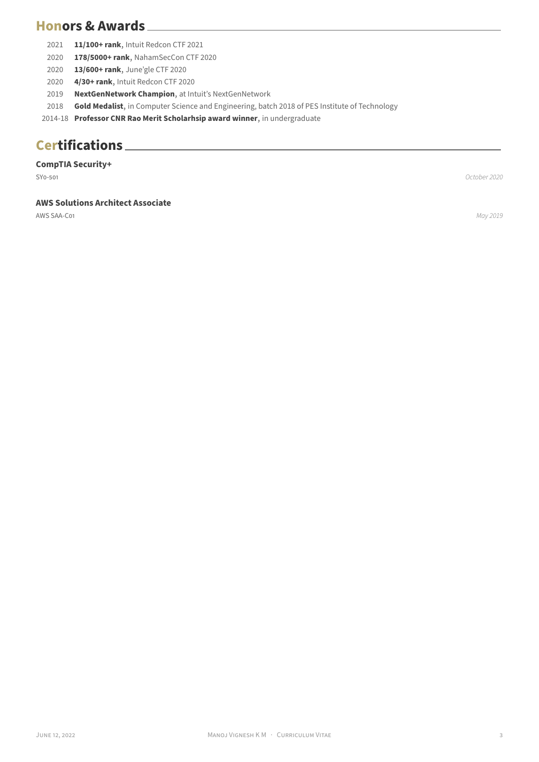## Honors & Awards

| | |
|---|---|
| 2021 | **11/100+ rank**, Intuit Redcon CTF 2021 |
| 2020 | **178/5000+ rank**, NahamSecCon CTF 2020 |
| 2020 | **13/600+ rank**, June'gle CTF 2020 |
| 2020 | **4/30+ rank**, Intuit Redcon CTF 2020 |
| 2019 | **NextGenNetwork Champion**, at Intuit's NextGenNetwork |
| 2018 | **Gold Medalist**, in Computer Science and Engineering, batch 2018 of PES Institute of Technology |
| 2014-18 | **Professor CNR Rao Merit Scholarhsip award winner**, in undergraduate |

## Certifications

**CompTIA Security+**

SY0-501 — *October 2020*

**AWS Solutions Architect Associate**

AWS SAA-C01 — *May 2019*